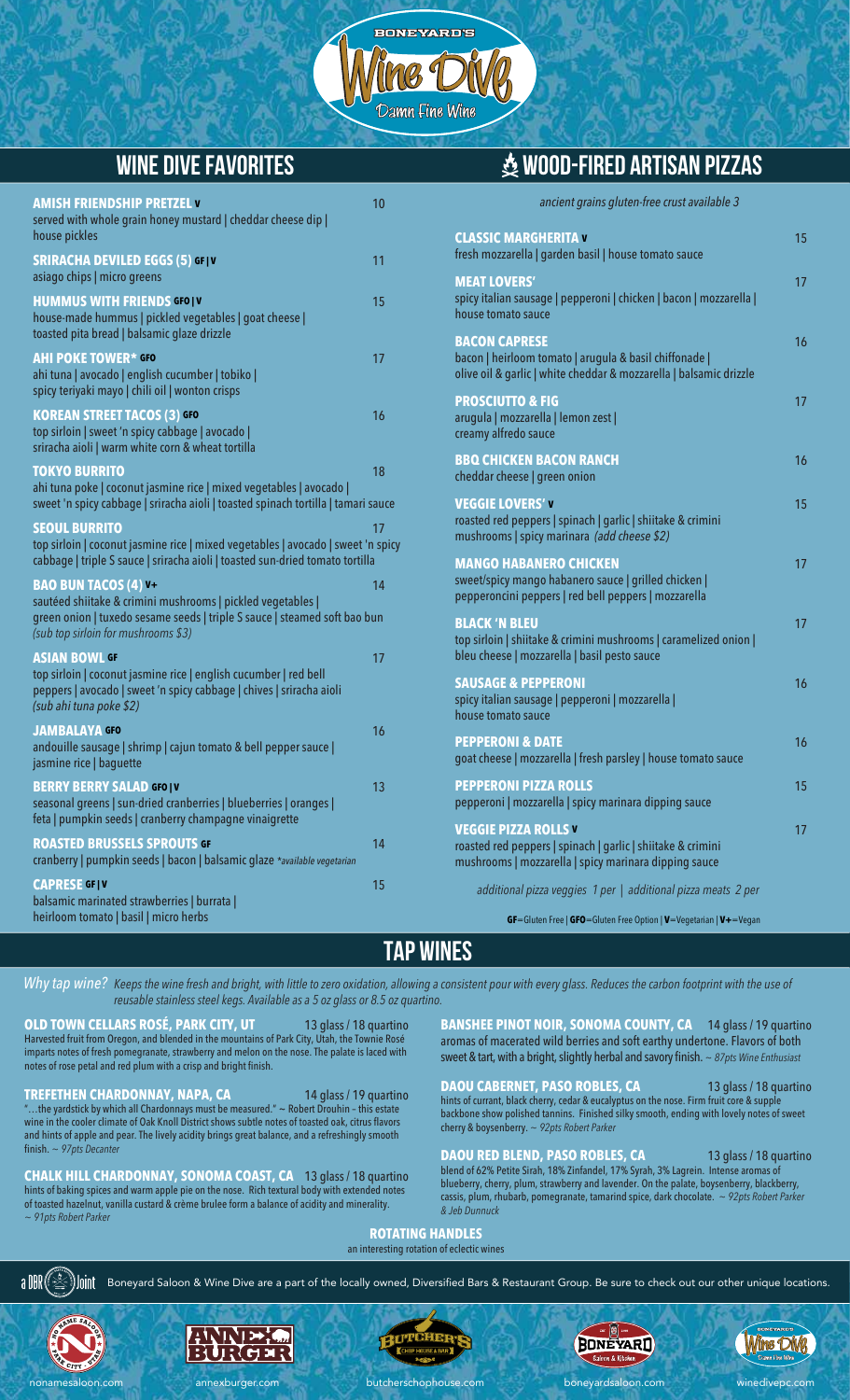BONEYARD'S

# Wine Dive

Damn Fine Wine

## WINE DIVE FAVORITES

**AMISH FRIENDSHIP PRETZEL V** — 10
served with whole grain honey mustard | cheddar cheese dip | house pickles

**SRIRACHA DEVILED EGGS (5) GF | V** — 11
asiago chips | micro greens

**HUMMUS WITH FRIENDS GFO | V** — 15
house-made hummus | pickled vegetables | goat cheese | toasted pita bread | balsamic glaze drizzle

**AHI POKE TOWER* GFO** — 17
ahi tuna | avocado | english cucumber | tobiko | spicy teriyaki mayo | chili oil | wonton crisps

**KOREAN STREET TACOS (3) GFO** — 16
top sirloin | sweet 'n spicy cabbage | avocado | sriracha aioli | warm white corn & wheat tortilla

**TOKYO BURRITO** — 18
ahi tuna poke | coconut jasmine rice | mixed vegetables | avocado | sweet 'n spicy cabbage | sriracha aioli | toasted spinach tortilla | tamari sauce

**SEOUL BURRITO** — 17
top sirloin | coconut jasmine rice | mixed vegetables | avocado | sweet 'n spicy cabbage | triple S sauce | sriracha aioli | toasted sun-dried tomato tortilla

**BAO BUN TACOS (4) V+** — 14
sautéed shiitake & crimini mushrooms | pickled vegetables | green onion | tuxedo sesame seeds | triple S sauce | steamed soft bao bun *(sub top sirloin for mushrooms $3)*

**ASIAN BOWL GF** — 17
top sirloin | coconut jasmine rice | english cucumber | red bell peppers | avocado | sweet 'n spicy cabbage | chives | sriracha aioli *(sub ahi tuna poke $2)*

**JAMBALAYA GFO** — 16
andouille sausage | shrimp | cajun tomato & bell pepper sauce | jasmine rice | baguette

**BERRY BERRY SALAD GFO | V** — 13
seasonal greens | sun-dried cranberries | blueberries | oranges | feta | pumpkin seeds | cranberry champagne vinaigrette

**ROASTED BRUSSELS SPROUTS GF** — 14
cranberry | pumpkin seeds | bacon | balsamic glaze *\*available vegetarian*

**CAPRESE GF | V** — 15
balsamic marinated strawberries | burrata | heirloom tomato | basil | micro herbs

## WOOD-FIRED ARTISAN PIZZAS

*ancient grains gluten-free crust available 3*

**CLASSIC MARGHERITA V** — 15
fresh mozzarella | garden basil | house tomato sauce

**MEAT LOVERS'** — 17
spicy italian sausage | pepperoni | chicken | bacon | mozzarella | house tomato sauce

**BACON CAPRESE** — 16
bacon | heirloom tomato | arugula & basil chiffonade | olive oil & garlic | white cheddar & mozzarella | balsamic drizzle

**PROSCIUTTO & FIG** — 17
arugula | mozzarella | lemon zest | creamy alfredo sauce

**BBQ CHICKEN BACON RANCH** — 16
cheddar cheese | green onion

**VEGGIE LOVERS' V** — 15
roasted red peppers | spinach | garlic | shiitake & crimini mushrooms | spicy marinara *(add cheese $2)*

**MANGO HABANERO CHICKEN** — 17
sweet/spicy mango habanero sauce | grilled chicken | pepperoncini peppers | red bell peppers | mozzarella

**BLACK 'N BLEU** — 17
top sirloin | shiitake & crimini mushrooms | caramelized onion | bleu cheese | mozzarella | basil pesto sauce

**SAUSAGE & PEPPERONI** — 16
spicy italian sausage | pepperoni | mozzarella | house tomato sauce

**PEPPERONI & DATE** — 16
goat cheese | mozzarella | fresh parsley | house tomato sauce

**PEPPERONI PIZZA ROLLS** — 15
pepperoni | mozzarella | spicy marinara dipping sauce

**VEGGIE PIZZA ROLLS V** — 17
roasted red peppers | spinach | garlic | shiitake & crimini mushrooms | mozzarella | spicy marinara dipping sauce

*additional pizza veggies 1 per | additional pizza meats 2 per*

**GF**=Gluten Free | **GFO**=Gluten Free Option | **V**=Vegetarian | **V+**=Vegan

## TAP WINES

*Why tap wine? Keeps the wine fresh and bright, with little to zero oxidation, allowing a consistent pour with every glass. Reduces the carbon footprint with the use of reusable stainless steel kegs. Available as a 5 oz glass or 8.5 oz quartino.*

**OLD TOWN CELLARS ROSÉ, PARK CITY, UT** — 13 glass / 18 quartino
Harvested fruit from Oregon, and blended in the mountains of Park City, Utah, the Townie Rosé imparts notes of fresh pomegranate, strawberry and melon on the nose. The palate is laced with notes of rose petal and red plum with a crisp and bright finish.

**TREFETHEN CHARDONNAY, NAPA, CA** — 14 glass / 19 quartino
"…the yardstick by which all Chardonnays must be measured." ~ Robert Drouhin – this estate wine in the cooler climate of Oak Knoll District shows subtle notes of toasted oak, citrus flavors and hints of apple and pear. The lively acidity brings great balance, and a refreshingly smooth finish. *~ 97pts Decanter*

**CHALK HILL CHARDONNAY, SONOMA COAST, CA** — 13 glass / 18 quartino
hints of baking spices and warm apple pie on the nose. Rich textural body with extended notes of toasted hazelnut, vanilla custard & crème brulee form a balance of acidity and minerality. *~ 91pts Robert Parker*

**BANSHEE PINOT NOIR, SONOMA COUNTY, CA** — 14 glass / 19 quartino
aromas of macerated wild berries and soft earthy undertone. Flavors of both sweet & tart, with a bright, slightly herbal and savory finish. *~ 87pts Wine Enthusiast*

**DAOU CABERNET, PASO ROBLES, CA** — 13 glass / 18 quartino
hints of currant, black cherry, cedar & eucalyptus on the nose. Firm fruit core & supple backbone show polished tannins. Finished silky smooth, ending with lovely notes of sweet cherry & boysenberry. *~ 92pts Robert Parker*

**DAOU RED BLEND, PASO ROBLES, CA** — 13 glass / 18 quartino
blend of 62% Petite Sirah, 18% Zinfandel, 17% Syrah, 3% Lagrein. Intense aromas of blueberry, cherry, plum, strawberry and lavender. On the palate, boysenberry, blackberry, cassis, plum, rhubarb, pomegranate, tamarind spice, dark chocolate. *~ 92pts Robert Parker & Jeb Dunnuck*

**ROTATING HANDLES**
an interesting rotation of eclectic wines

a DBR Joint — Boneyard Saloon & Wine Dive are a part of the locally owned, Diversified Bars & Restaurant Group. Be sure to check out our other unique locations.

nonamesaloon.com | annexburger.com | butcherschophouse.com | boneyardsaloon.com | winedivepc.com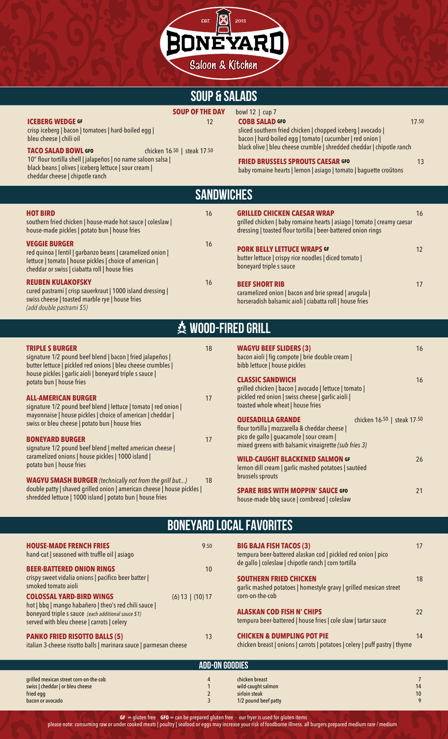# BONEYARD Saloon & Kitchen

EST. 2013

## SOUP & SALADS

**SOUP OF THE DAY** bowl 12 | cup 7

**ICEBERG WEDGE GF** 12
crisp iceberg | bacon | tomatoes | hard-boiled egg | bleu cheese | chili oil

**TACO SALAD BOWL GFO** chicken 16.50 | steak 17.50
10" flour tortilla shell | jalapeños | no name saloon salsa | black beans | olives | iceberg lettuce | sour cream | cheddar cheese | chipotle ranch

**COBB SALAD GFO** 17.50
sliced southern fried chicken | chopped iceberg | avocado | bacon | hard-boiled egg | tomato | cucumber | red onion | black olive | bleu cheese crumble | shredded cheddar | chipotle ranch

**FRIED BRUSSELS SPROUTS CAESAR GFO** 13
baby romaine hearts | lemon | asiago | tomato | baguette croûtons

## SANDWICHES

**HOT BIRD** 16
southern fried chicken | house-made hot sauce | coleslaw | house-made pickles | potato bun | house fries

**VEGGIE BURGER** 16
red quinoa | lentil | garbanzo beans | caramelized onion | lettuce | tomato | house pickles | choice of american | cheddar or swiss | ciabatta roll | house fries

**REUBEN KULAKOFSKY** 16
cured pastrami | crisp sauerkraut | 1000 island dressing | swiss cheese | toasted marble rye | house fries
*(add double pastrami $5)*

**GRILLED CHICKEN CAESAR WRAP** 16
grilled chicken | baby romaine hearts | asiago | tomato | creamy caesar dressing | toasted flour tortilla | beer-battered onion rings

**PORK BELLY LETTUCE WRAPS GF** 12
butter lettuce | crispy rice noodles | diced tomato | boneyard triple s sauce

**BEEF SHORT RIB** 17
caramelized onion | bacon and brie spread | arugula | horseradish balsamic aioli | ciabatta roll | house fries

## WOOD-FIRED GRILL

**TRIPLE S BURGER** 18
signature 1/2 pound beef blend | bacon | fried jalapeños | butter lettuce | pickled red onions | bleu cheese crumbles | house pickles | garlic aioli | boneyard triple s sauce | potato bun | house fries

**ALL-AMERICAN BURGER** 17
signature 1/2 pound beef blend | lettuce | tomato | red onion | mayonnaise | house pickles | choice of american | cheddar | swiss or bleu cheese | potato bun | house fries

**BONEYARD BURGER** 17
signature 1/2 pound beef blend | melted american cheese | caramelized onions | house pickles | 1000 island | potato bun | house fries

**WAGYU SMASH BURGER** *(technically not from the grill but...)* 18
double patty | shaved grilled onion | american cheese | house pickles | shredded lettuce | 1000 island | potato bun | house fries

**WAGYU BEEF SLIDERS (3)** 16
bacon aioli | fig compote | brie double cream | bibb lettuce | house pickles

**CLASSIC SANDWICH** 16
grilled chicken | bacon | avocado | lettuce | tomato | pickled red onion | swiss cheese | garlic aioli | toasted whole wheat | house fries

**QUESADILLA GRANDE** chicken 16.50 | steak 17.50
flour tortilla | mozzarella & cheddar cheese | pico de gallo | guacamole | sour cream | mixed greens with balsamic vinaigrette *(sub fries 3)*

**WILD-CAUGHT BLACKENED SALMON GF** 26
lemon dill cream | garlic mashed potatoes | sautéed brussels sprouts

**SPARE RIBS WITH MOPPIN' SAUCE GFO** 21
house-made bbq sauce | cornbread | coleslaw

## BONEYARD LOCAL FAVORITES

**HOUSE-MADE FRENCH FRIES** 9.50
hand-cut | seasoned with truffle oil | asiago

**BEER-BATTERED ONION RINGS** 10
crispy sweet vidalia onions | pacifico beer batter | smoked tomato aioli

**COLOSSAL YARD-BIRD WINGS** (6) 13 | (10) 17
hot | bbq | mango habañero | theo's red chili sauce | boneyard triple s sauce *(each additional sauce $1)*
served with bleu cheese | carrots | celery

**PANKO FRIED RISOTTO BALLS (5)** 13
italian 3-cheese risotto balls | marinara sauce | parmesan cheese

**BIG BAJA FISH TACOS (3)** 17
tempura beer-battered alaskan cod | pickled red onion | pico de gallo | coleslaw | chipotle ranch | corn tortilla

**SOUTHERN FRIED CHICKEN** 18
garlic mashed potatoes | homestyle gravy | grilled mexican street corn-on-the-cob

**ALASKAN COD FISH N' CHIPS** 22
tempura beer-battered | house fries | cole slaw | tartar sauce

**CHICKEN & DUMPLING POT PIE** 14
chicken breast | onions | carrots | potatoes | celery | puff pastry | thyme

## ADD-ON GOODIES

| | |
|---|---|
| grilled mexican street corn-on-the-cob | 4 |
| swiss \| cheddar \| or bleu cheese | 1 |
| fried egg | 2 |
| bacon or avocado | 3 |
| chicken breast | 7 |
| wild-caught salmon | 14 |
| sirloin steak | 10 |
| 1/2 pound beef patty | 9 |

**GF** = gluten free **GFO** = can be prepared gluten free · our fryer is used for gluten items

please note: consuming raw or under cooked meats | poultry | seafood or eggs may increase your risk of foodborne illness. all burgers prepared medium rare / medium